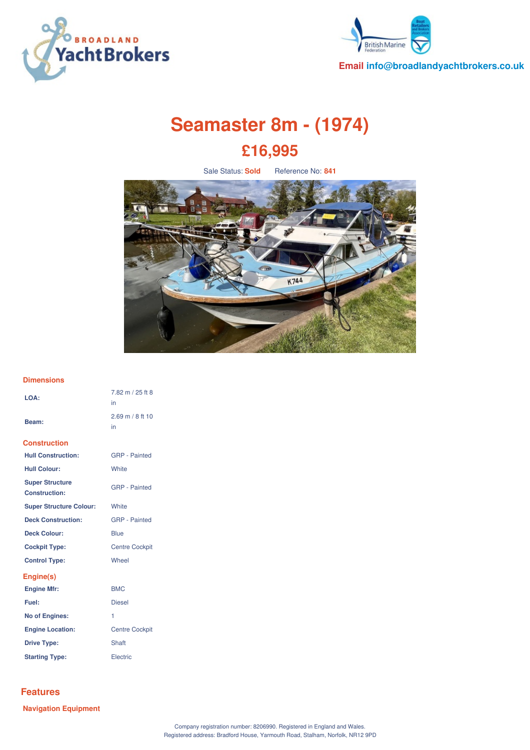Email info@broadlandyachtbrokers.co.uk

# Seamaster 8m - (1974)

## £16,995

Sale Status: **Sold**  Reference No: **841**

### Dimensions

| | |
|---|---|
| **LOA:** | 7.82 m / 25 ft 8 in |
| **Beam:** | 2.69 m / 8 ft 10 in |

### Construction

| | |
|---|---|
| **Hull Construction:** | GRP - Painted |
| **Hull Colour:** | White |
| **Super Structure Construction:** | GRP - Painted |
| **Super Structure Colour:** | White |
| **Deck Construction:** | GRP - Painted |
| **Deck Colour:** | Blue |
| **Cockpit Type:** | Centre Cockpit |
| **Control Type:** | Wheel |

### Engine(s)

| | |
|---|---|
| **Engine Mfr:** | BMC |
| **Fuel:** | Diesel |
| **No of Engines:** | 1 |
| **Engine Location:** | Centre Cockpit |
| **Drive Type:** | Shaft |
| **Starting Type:** | Electric |

## Features

### Navigation Equipment

Company registration number: 8206990. Registered in England and Wales.
Registered address: Bradford House, Yarmouth Road, Stalham, Norfolk, NR12 9PD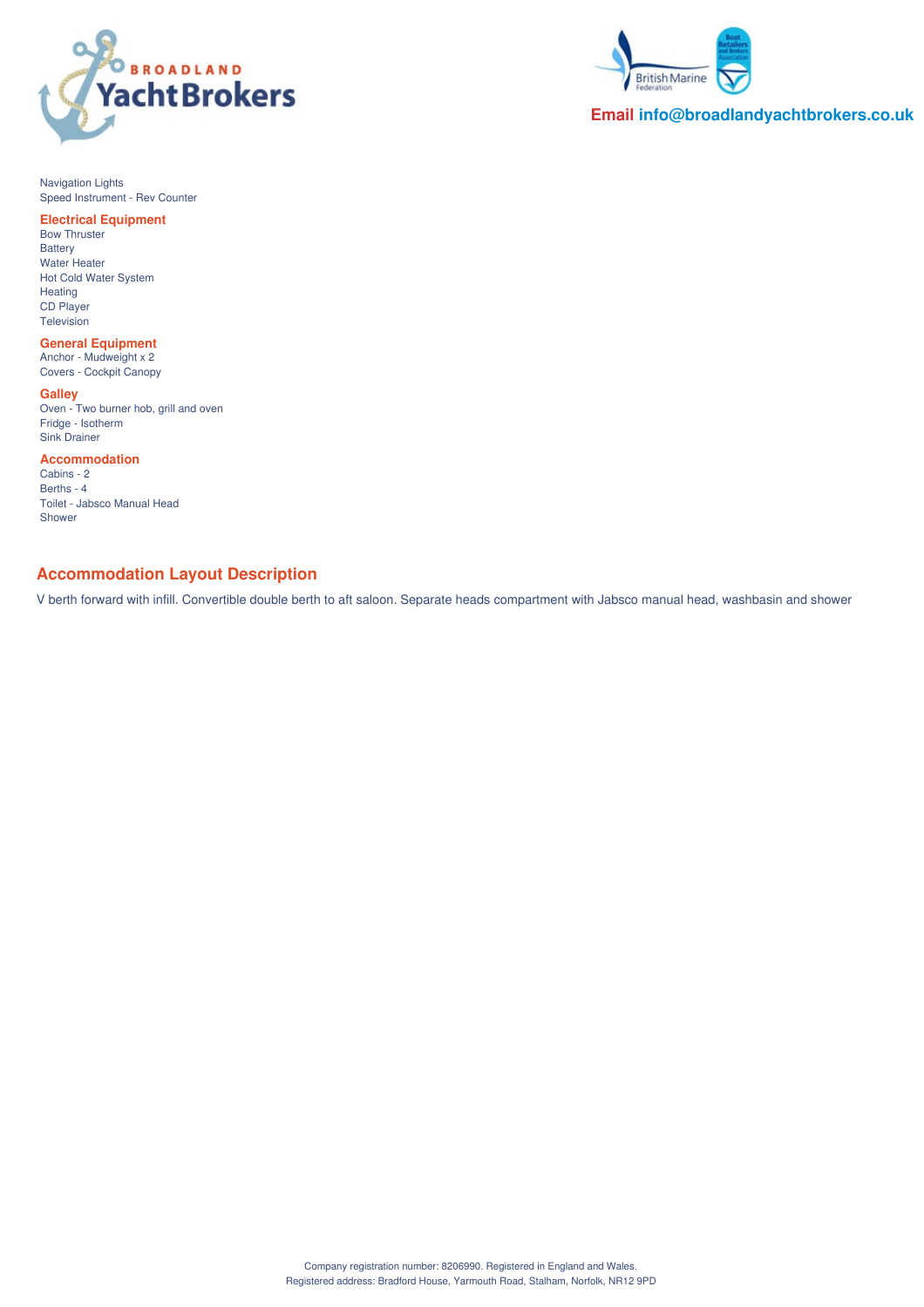Navigation Lights
Speed Instrument - Rev Counter

### Electrical Equipment

Bow Thruster
Battery
Water Heater
Hot Cold Water System
Heating
CD Player
Television

### General Equipment

Anchor - Mudweight x 2
Covers - Cockpit Canopy

### Galley

Oven - Two burner hob, grill and oven
Fridge - Isotherm
Sink Drainer

### Accommodation

Cabins - 2
Berths - 4
Toilet - Jabsco Manual Head
Shower

## Accommodation Layout Description

V berth forward with infill. Convertible double berth to aft saloon. Separate heads compartment with Jabsco manual head, washbasin and shower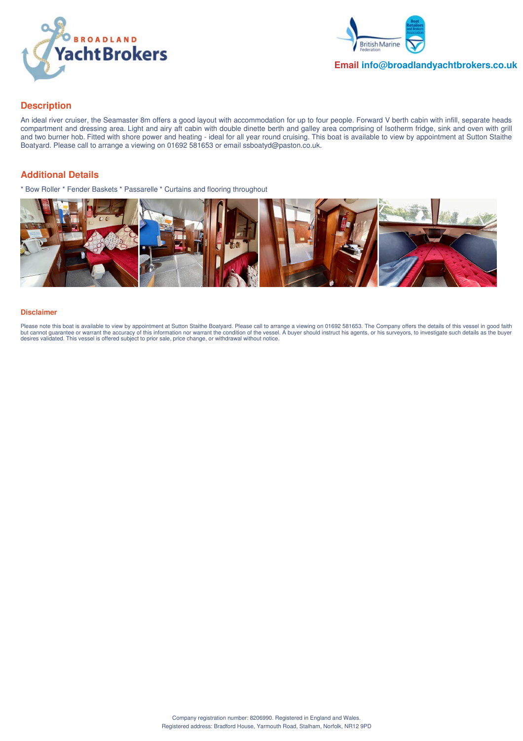Email info@broadlandyachtbrokers.co.uk

## Description

An ideal river cruiser, the Seamaster 8m offers a good layout with accommodation for up to four people. Forward V berth cabin with infill, separate heads compartment and dressing area. Light and airy aft cabin with double dinette berth and galley area comprising of Isotherm fridge, sink and oven with grill and two burner hob. Fitted with shore power and heating - ideal for all year round cruising. This boat is available to view by appointment at Sutton Staithe Boatyard. Please call to arrange a viewing on 01692 581653 or email ssboatyd@paston.co.uk.

## Additional Details

* Bow Roller * Fender Baskets * Passarelle * Curtains and flooring throughout

### Disclaimer

Please note this boat is available to view by appointment at Sutton Staithe Boatyard. Please call to arrange a viewing on 01692 581653. The Company offers the details of this vessel in good faith but cannot guarantee or warrant the accuracy of this information nor warrant the condition of the vessel. A buyer should instruct his agents, or his surveyors, to investigate such details as the buyer desires validated. This vessel is offered subject to prior sale, price change, or withdrawal without notice.

Company registration number: 8206990. Registered in England and Wales.
Registered address: Bradford House, Yarmouth Road, Stalham, Norfolk, NR12 9PD